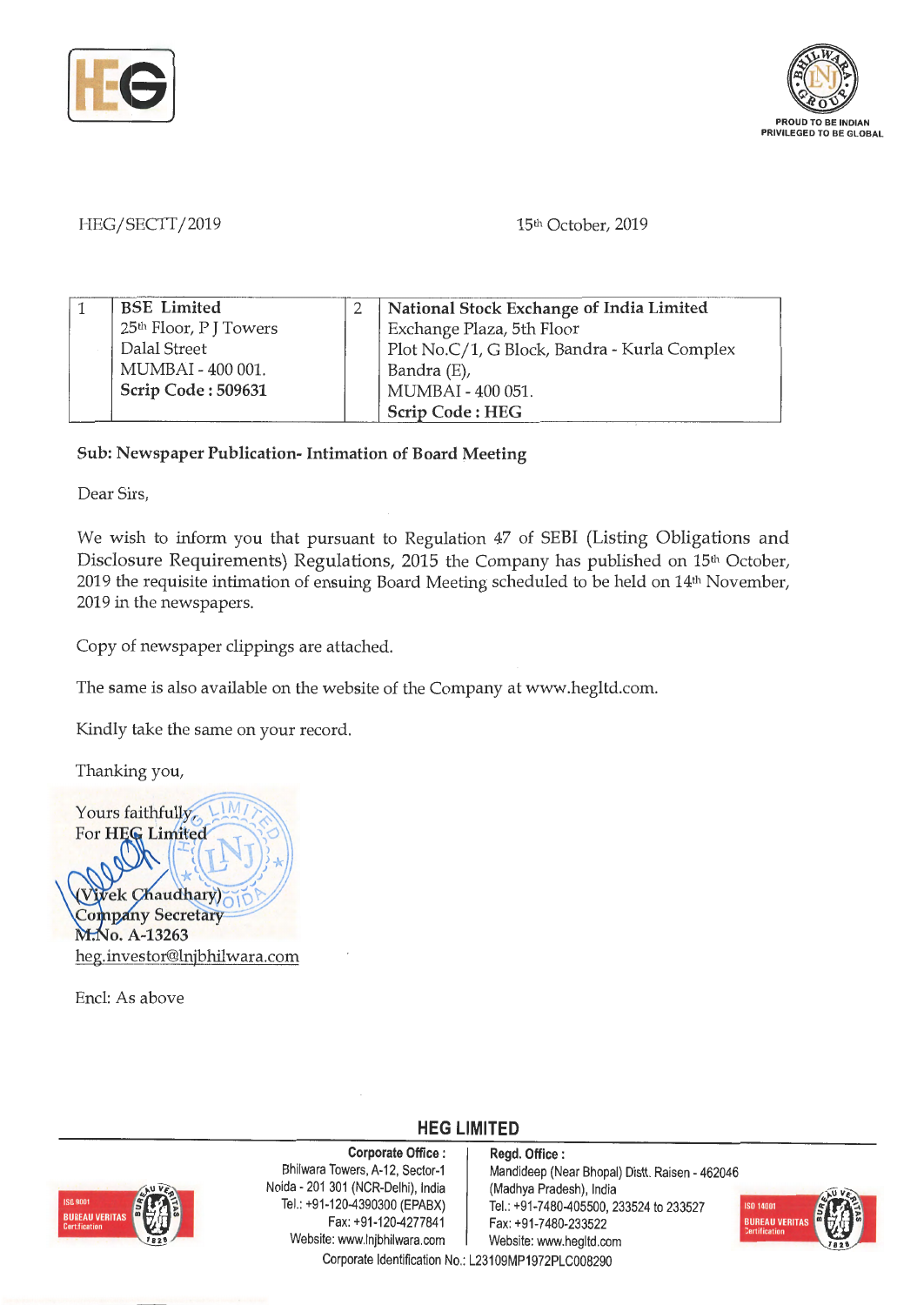HEG/SECTT/2019

15th October, 2019

| 1 | **BSE Limited**<br>25th Floor, P J Towers<br>Dalal Street<br>MUMBAI - 400 001.<br>**Scrip Code : 509631** | 2 | **National Stock Exchange of India Limited**<br>Exchange Plaza, 5th Floor<br>Plot No.C/1, G Block, Bandra - Kurla Complex<br>Bandra (E),<br>MUMBAI - 400 051.<br>**Scrip Code : HEG** |
|---|---|---|---|

**Sub: Newspaper Publication- Intimation of Board Meeting**

Dear Sirs,

We wish to inform you that pursuant to Regulation 47 of SEBI (Listing Obligations and Disclosure Requirements) Regulations, 2015 the Company has published on 15th October, 2019 the requisite intimation of ensuing Board Meeting scheduled to be held on 14th November, 2019 in the newspapers.

Copy of newspaper clippings are attached.

The same is also available on the website of the Company at www.hegltd.com.

Kindly take the same on your record.

Thanking you,

Yours faithfully,
For HEG Limited

(Vivek Chaudhary)
Company Secretary
M.No. A-13263
heg.investor@lnjbhilwara.com

Encl: As above

**HEG LIMITED**

**Corporate Office :**
Bhilwara Towers, A-12, Sector-1
Noida - 201 301 (NCR-Delhi), India
Tel.: +91-120-4390300 (EPABX)
Fax: +91-120-4277841
Website: www.lnjbhilwara.com

**Regd. Office :**
Mandideep (Near Bhopal) Distt. Raisen - 462046
(Madhya Pradesh), India
Tel.: +91-7480-405500, 233524 to 233527
Fax: +91-7480-233522
Website: www.hegltd.com

Corporate Identification No.: L23109MP1972PLC008290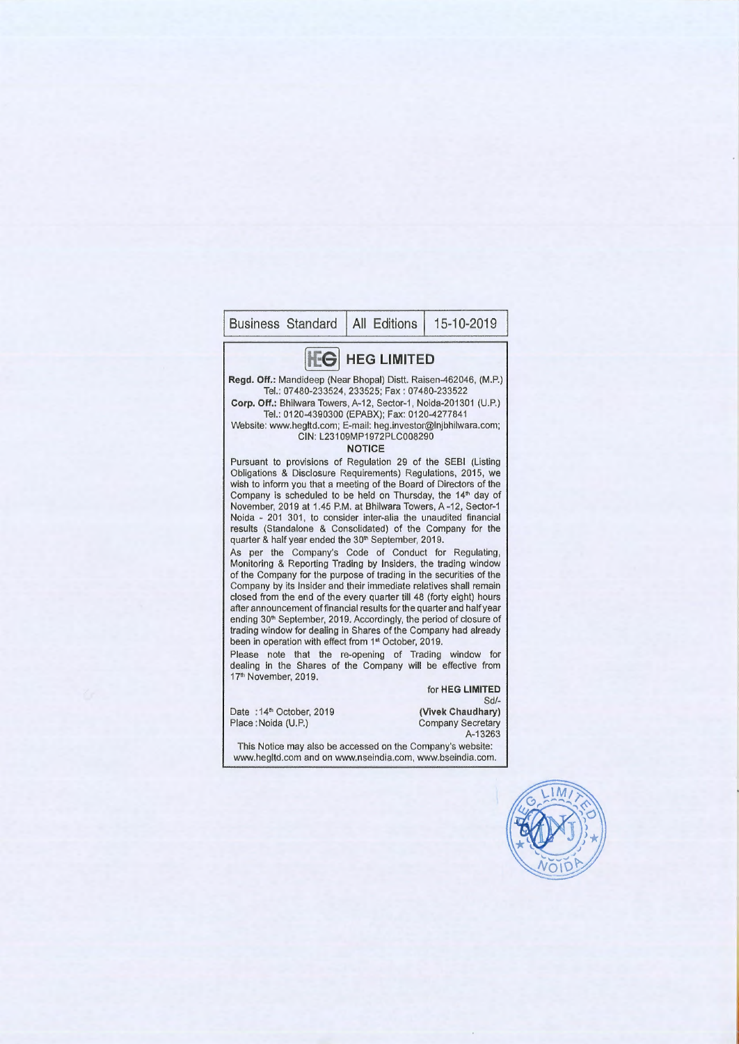| Business Standard | All Editions | 15-10-2019 |
|---|---|---|

# HEG LIMITED

**Regd. Off.:** Mandideep (Near Bhopal) Distt. Raisen-462046, (M.P.)
Tel.: 07480-233524, 233525; Fax : 07480-233522

**Corp. Off.:** Bhilwara Towers, A-12, Sector-1, Noida-201301 (U.P.)
Tel.: 0120-4390300 (EPABX); Fax: 0120-4277841

Website: www.hegltd.com; E-mail: heg.investor@lnjbhilwara.com;
CIN: L23109MP1972PLC008290

## NOTICE

Pursuant to provisions of Regulation 29 of the SEBI (Listing Obligations & Disclosure Requirements) Regulations, 2015, we wish to inform you that a meeting of the Board of Directors of the Company is scheduled to be held on Thursday, the 14th day of November, 2019 at 1.45 P.M. at Bhilwara Towers, A-12, Sector-1 Noida - 201 301, to consider inter-alia the unaudited financial results (Standalone & Consolidated) of the Company for the quarter & half year ended the 30th September, 2019.

As per the Company's Code of Conduct for Regulating, Monitoring & Reporting Trading by Insiders, the trading window of the Company for the purpose of trading in the securities of the Company by its Insider and their immediate relatives shall remain closed from the end of the every quarter till 48 (forty eight) hours after announcement of financial results for the quarter and half year ending 30th September, 2019. Accordingly, the period of closure of trading window for dealing in Shares of the Company had already been in operation with effect from 1st October, 2019.

Please note that the re-opening of Trading window for dealing in the Shares of the Company will be effective from 17th November, 2019.

for **HEG LIMITED**
Sd/-
**(Vivek Chaudhary)**
Company Secretary
A-13263

Date : 14th October, 2019
Place : Noida (U.P.)

This Notice may also be accessed on the Company's website: www.hegltd.com and on www.nseindia.com, www.bseindia.com.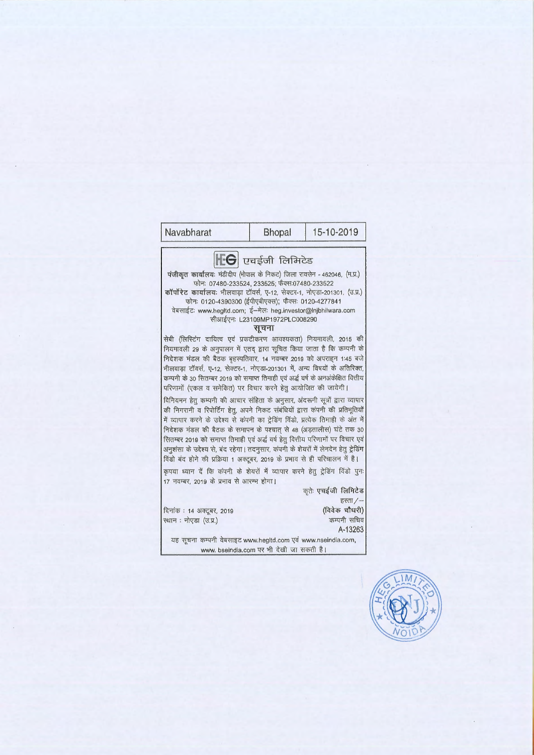| Navabharat | Bhopal | 15-10-2019 |
|---|---|---|

## HEG एचईजी लिमिटेड

**पंजीकृत कार्यालयः** मंडीदीप (भोपाल के निकट) जिला रायसेन - 462046, (म.प्र.)
फोनः 07480-233524, 233525; फैक्सः07480-233522

**कॉर्पोरेट कार्यालयः** भीलवाड़ा टॉवर्स, ए-12, सेक्टर-1, नोएडा-201301, (उ.प्र.)
फोनः 0120-4390300 (ईपीएबीएक्स); फैक्सः 0120-4277841

वेबसाईटः www.hegltd.com; ई–मेलः heg.investor@lnjbhilwara.com
सीआईएनः L23109MP1972PLC008290

### सूचना

सेबी (लिस्टिंग दायित्व एवं प्रकटीकरण आवश्यकता) नियमावली, 2015 की नियमावली 29 के अनुपालन में एतद् द्वारा सूचित किया जाता है कि कम्पनी के निदेशक मंडल की बैठक बृहस्पतिवार, 14 नवम्बर 2019 को अपराह्न 1:45 बजे भीलवाड़ा टॉवर्स, ए-12, सेक्टर-1, नोएडा-201301 में, अन्य विषयों के अतिरिक्त, कम्पनी के 30 सितम्बर 2019 को समाप्त तिमाही एवं अर्द्ध वर्ष के अनअंकेक्षित वित्तीय परिणामों (एकल व समेकित) पर विचार करने हेतु आयोजित की जायेगी।

विनियमन हेतु कम्पनी की आचार संहिता के अनुसार, अंदरूनी सूत्रों द्वारा व्यापार की निगरानी व रिपोर्टिंग हेतु, अपने निकट संबंधियों द्वारा कंपनी की प्रतिभूतियों में व्यापार करने के उद्देश्य से कंपनी का ट्रेडिंग विंडो, प्रत्येक तिमाही के अंत में निदेशक मंडल की बैठक के समापन के पश्चात् से 48 (अड़तालीस) घंटे तक 30 सितम्बर 2019 को समाप्त तिमाही एवं अर्द्ध वर्ष हेतु वित्तीय परिणामों पर विचार एवं अनुशंसा के उद्देश्य से, बंद रहेगा। तदनुसार, कंपनी के शेयरों में लेनदेन हेतु ट्रेडिंग विंडो बंद होने की प्रक्रिया 1 अक्टूबर, 2019 के प्रभाव से ही परिचालन में है।

कृपया ध्यान दें कि कंपनी के शेयरों में व्यापार करने हेतु ट्रेडिंग विंडो पुनः 17 नवम्बर, 2019 के प्रभाव से आरम्भ होगा।

कृतेः **एचईजी लिमिटेड**
हस्ता/–
**(विवेक चौधरी)**
कम्पनी सचिव
A-13263

दिनांक : 14 अक्टूबर, 2019
स्थान : नोएडा (उ.प्र.)

यह सूचना कम्पनी वेबसाइट www.hegltd.com एवं www.nseindia.com, www.bseindia.com पर भी देखी जा सकती है।